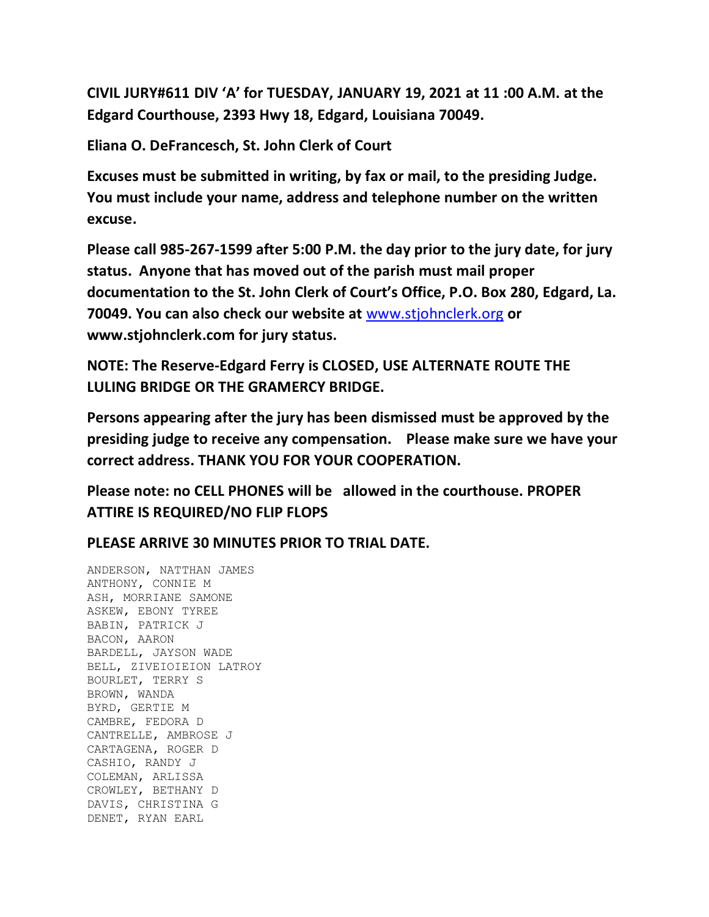**CIVIL JURY#611 DIV 'A' for TUESDAY, JANUARY 19, 2021 at 11 :00 A.M. at the Edgard Courthouse, 2393 Hwy 18, Edgard, Louisiana 70049.**

**Eliana O. DeFrancesch, St. John Clerk of Court**

**Excuses must be submitted in writing, by fax or mail, to the presiding Judge. You must include your name, address and telephone number on the written excuse.**

**Please call 985-267-1599 after 5:00 P.M. the day prior to the jury date, for jury status. Anyone that has moved out of the parish must mail proper documentation to the St. John Clerk of Court's Office, P.O. Box 280, Edgard, La. 70049. You can also check our website at www.stjohnclerk.org or www.stjohnclerk.com for jury status.**

**NOTE: The Reserve-Edgard Ferry is CLOSED, USE ALTERNATE ROUTE THE LULING BRIDGE OR THE GRAMERCY BRIDGE.**

**Persons appearing after the jury has been dismissed must be approved by the presiding judge to receive any compensation. Please make sure we have your correct address. THANK YOU FOR YOUR COOPERATION.**

**Please note: no CELL PHONES will be allowed in the courthouse. PROPER ATTIRE IS REQUIRED/NO FLIP FLOPS**

**PLEASE ARRIVE 30 MINUTES PRIOR TO TRIAL DATE.**

```
ANDERSON, NATTHAN JAMES
ANTHONY, CONNIE M
ASH, MORRIANE SAMONE
ASKEW, EBONY TYREE
BABIN, PATRICK J
BACON, AARON
BARDELL, JAYSON WADE
BELL, ZIVEIOIEION LATROY
BOURLET, TERRY S
BROWN, WANDA
BYRD, GERTIE M
CAMBRE, FEDORA D
CANTRELLE, AMBROSE J
CARTAGENA, ROGER D
CASHIO, RANDY J
COLEMAN, ARLISSA
CROWLEY, BETHANY D
DAVIS, CHRISTINA G
DENET, RYAN EARL
```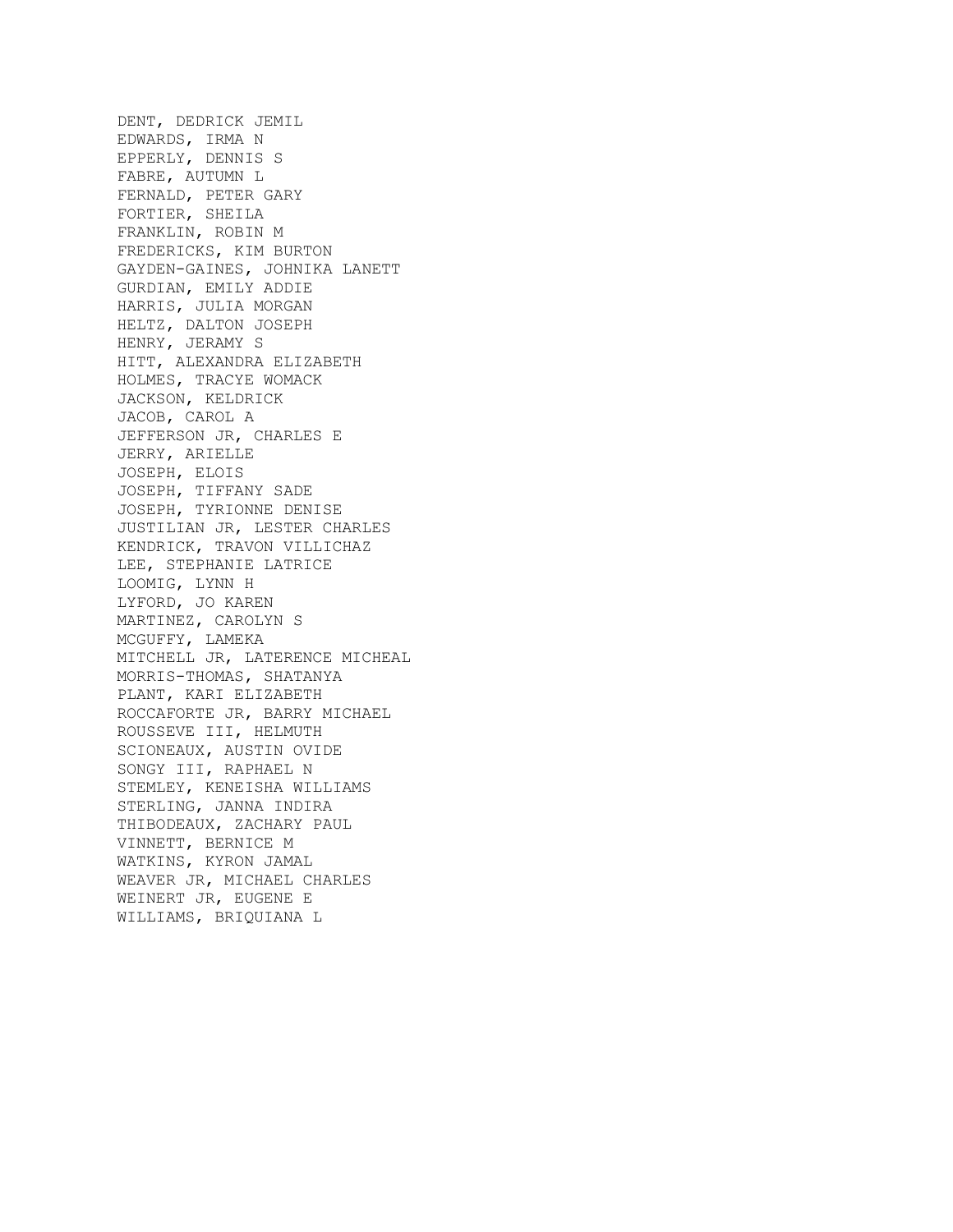DENT, DEDRICK JEMIL
EDWARDS, IRMA N
EPPERLY, DENNIS S
FABRE, AUTUMN L
FERNALD, PETER GARY
FORTIER, SHEILA
FRANKLIN, ROBIN M
FREDERICKS, KIM BURTON
GAYDEN-GAINES, JOHNIKA LANETT
GURDIAN, EMILY ADDIE
HARRIS, JULIA MORGAN
HELTZ, DALTON JOSEPH
HENRY, JERAMY S
HITT, ALEXANDRA ELIZABETH
HOLMES, TRACYE WOMACK
JACKSON, KELDRICK
JACOB, CAROL A
JEFFERSON JR, CHARLES E
JERRY, ARIELLE
JOSEPH, ELOIS
JOSEPH, TIFFANY SADE
JOSEPH, TYRIONNE DENISE
JUSTILIAN JR, LESTER CHARLES
KENDRICK, TRAVON VILLICHAZ
LEE, STEPHANIE LATRICE
LOOMIG, LYNN H
LYFORD, JO KAREN
MARTINEZ, CAROLYN S
MCGUFFY, LAMEKA
MITCHELL JR, LATERENCE MICHEAL
MORRIS-THOMAS, SHATANYA
PLANT, KARI ELIZABETH
ROCCAFORTE JR, BARRY MICHAEL
ROUSSEVE III, HELMUTH
SCIONEAUX, AUSTIN OVIDE
SONGY III, RAPHAEL N
STEMLEY, KENEISHA WILLIAMS
STERLING, JANNA INDIRA
THIBODEAUX, ZACHARY PAUL
VINNETT, BERNICE M
WATKINS, KYRON JAMAL
WEAVER JR, MICHAEL CHARLES
WEINERT JR, EUGENE E
WILLIAMS, BRIQUIANA L